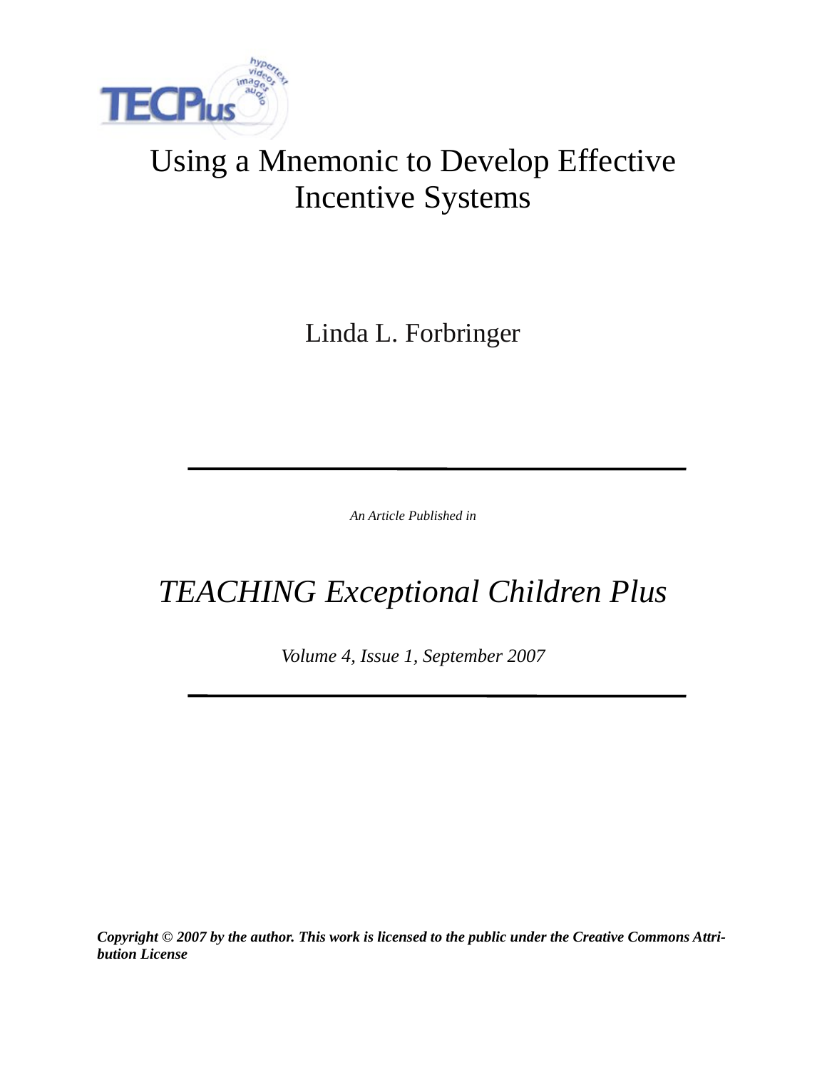# Using a Mnemonic to Develop Effective Incentive Systems

Linda L. Forbringer

---

*An Article Published in*

## *TEACHING Exceptional Children Plus*

*Volume 4, Issue 1, September 2007*

---

***Copyright © 2007 by the author. This work is licensed to the public under the Creative Commons Attribution License***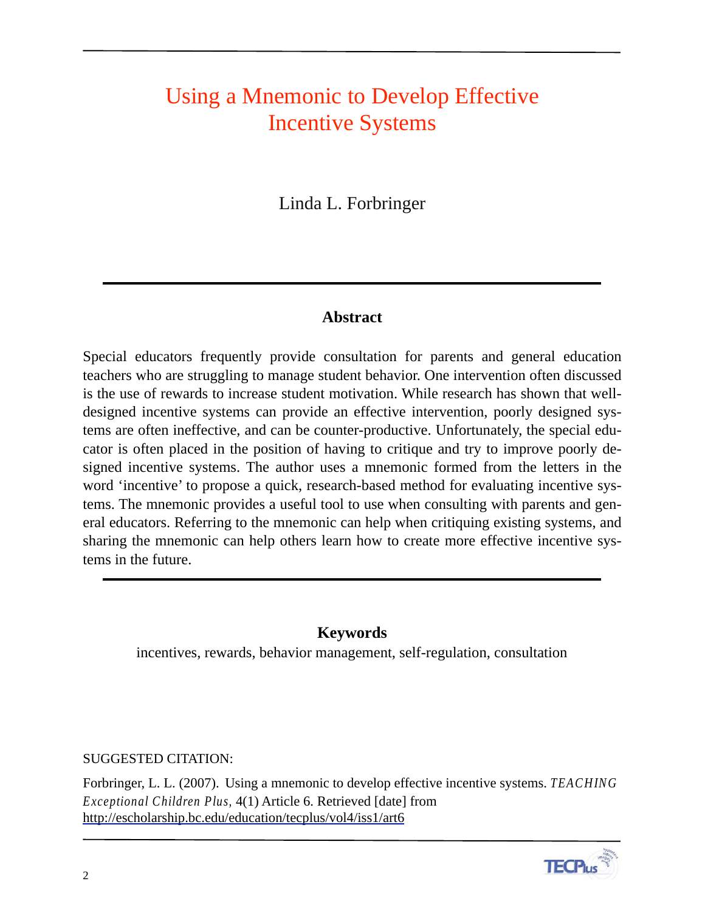# Using a Mnemonic to Develop Effective Incentive Systems

Linda L. Forbringer

## Abstract

Special educators frequently provide consultation for parents and general education teachers who are struggling to manage student behavior. One intervention often discussed is the use of rewards to increase student motivation. While research has shown that well-designed incentive systems can provide an effective intervention, poorly designed systems are often ineffective, and can be counter-productive. Unfortunately, the special educator is often placed in the position of having to critique and try to improve poorly designed incentive systems. The author uses a mnemonic formed from the letters in the word 'incentive' to propose a quick, research-based method for evaluating incentive systems. The mnemonic provides a useful tool to use when consulting with parents and general educators. Referring to the mnemonic can help when critiquing existing systems, and sharing the mnemonic can help others learn how to create more effective incentive systems in the future.

## Keywords

incentives, rewards, behavior management, self-regulation, consultation

SUGGESTED CITATION:

Forbringer, L. L. (2007). Using a mnemonic to develop effective incentive systems. *TEACHING Exceptional Children Plus*, 4(1) Article 6. Retrieved [date] from http://escholarship.bc.edu/education/tecplus/vol4/iss1/art6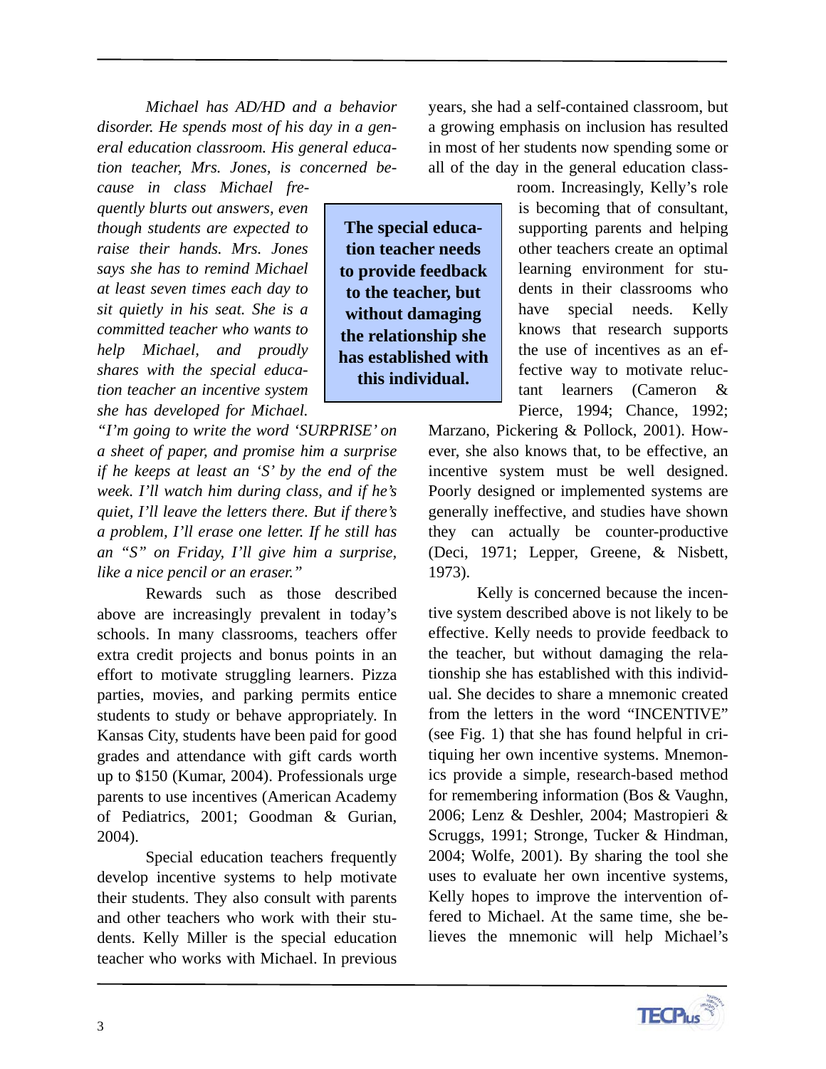*Michael has AD/HD and a behavior disorder. He spends most of his day in a general education classroom. His general education teacher, Mrs. Jones, is concerned because in class Michael frequently blurts out answers, even though students are expected to raise their hands. Mrs. Jones says she has to remind Michael at least seven times each day to sit quietly in his seat. She is a committed teacher who wants to help Michael, and proudly shares with the special education teacher an incentive system she has developed for Michael. "I'm going to write the word 'SURPRISE' on a sheet of paper, and promise him a surprise if he keeps at least an 'S' by the end of the week. I'll watch him during class, and if he's quiet, I'll leave the letters there. But if there's a problem, I'll erase one letter. If he still has an "S" on Friday, I'll give him a surprise, like a nice pencil or an eraser."*

Rewards such as those described above are increasingly prevalent in today's schools. In many classrooms, teachers offer extra credit projects and bonus points in an effort to motivate struggling learners. Pizza parties, movies, and parking permits entice students to study or behave appropriately. In Kansas City, students have been paid for good grades and attendance with gift cards worth up to $150 (Kumar, 2004). Professionals urge parents to use incentives (American Academy of Pediatrics, 2001; Goodman & Gurian, 2004).

Special education teachers frequently develop incentive systems to help motivate their students. They also consult with parents and other teachers who work with their students. Kelly Miller is the special education teacher who works with Michael. In previous years, she had a self-contained classroom, but a growing emphasis on inclusion has resulted in most of her students now spending some or all of the day in the general education classroom. Increasingly, Kelly's role is becoming that of consultant, supporting parents and helping other teachers create an optimal learning environment for students in their classrooms who have special needs. Kelly knows that research supports the use of incentives as an effective way to motivate reluctant learners (Cameron & Pierce, 1994; Chance, 1992; Marzano, Pickering & Pollock, 2001). However, she also knows that, to be effective, an incentive system must be well designed. Poorly designed or implemented systems are generally ineffective, and studies have shown they can actually be counter-productive (Deci, 1971; Lepper, Greene, & Nisbett, 1973).

**The special education teacher needs to provide feedback to the teacher, but without damaging the relationship she has established with this individual.**

Kelly is concerned because the incentive system described above is not likely to be effective. Kelly needs to provide feedback to the teacher, but without damaging the relationship she has established with this individual. She decides to share a mnemonic created from the letters in the word "INCENTIVE" (see Fig. 1) that she has found helpful in critiquing her own incentive systems. Mnemonics provide a simple, research-based method for remembering information (Bos & Vaughn, 2006; Lenz & Deshler, 2004; Mastropieri & Scruggs, 1991; Stronge, Tucker & Hindman, 2004; Wolfe, 2001). By sharing the tool she uses to evaluate her own incentive systems, Kelly hopes to improve the intervention offered to Michael. At the same time, she believes the mnemonic will help Michael's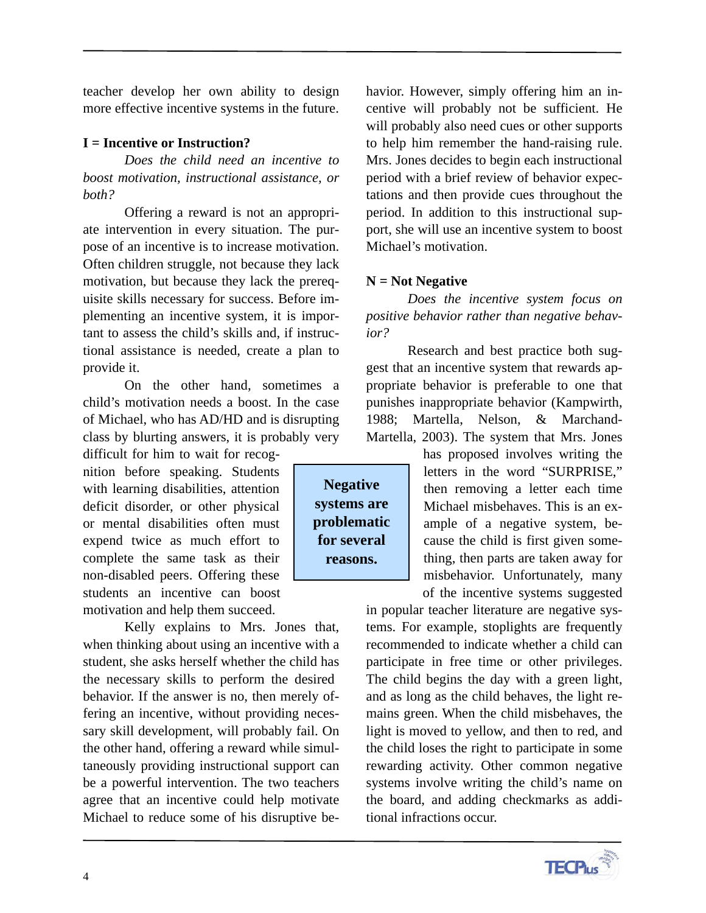teacher develop her own ability to design more effective incentive systems in the future.

**I = Incentive or Instruction?**

*Does the child need an incentive to boost motivation, instructional assistance, or both?*

Offering a reward is not an appropriate intervention in every situation. The purpose of an incentive is to increase motivation. Often children struggle, not because they lack motivation, but because they lack the prerequisite skills necessary for success. Before implementing an incentive system, it is important to assess the child's skills and, if instructional assistance is needed, create a plan to provide it.

On the other hand, sometimes a child's motivation needs a boost. In the case of Michael, who has AD/HD and is disrupting class by blurting answers, it is probably very difficult for him to wait for recognition before speaking. Students with learning disabilities, attention deficit disorder, or other physical or mental disabilities often must expend twice as much effort to complete the same task as their non-disabled peers. Offering these students an incentive can boost motivation and help them succeed.

Kelly explains to Mrs. Jones that, when thinking about using an incentive with a student, she asks herself whether the child has the necessary skills to perform the desired behavior. If the answer is no, then merely offering an incentive, without providing necessary skill development, will probably fail. On the other hand, offering a reward while simultaneously providing instructional support can be a powerful intervention. The two teachers agree that an incentive could help motivate Michael to reduce some of his disruptive behavior. However, simply offering him an incentive will probably not be sufficient. He will probably also need cues or other supports to help him remember the hand-raising rule. Mrs. Jones decides to begin each instructional period with a brief review of behavior expectations and then provide cues throughout the period. In addition to this instructional support, she will use an incentive system to boost Michael's motivation.

**N = Not Negative**

*Does the incentive system focus on positive behavior rather than negative behavior?*

Research and best practice both suggest that an incentive system that rewards appropriate behavior is preferable to one that punishes inappropriate behavior (Kampwirth, 1988; Martella, Nelson, & Marchand-Martella, 2003). The system that Mrs. Jones has proposed involves writing the letters in the word "SURPRISE," then removing a letter each time Michael misbehaves. This is an example of a negative system, because the child is first given something, then parts are taken away for misbehavior. Unfortunately, many of the incentive systems suggested in popular teacher literature are negative systems. For example, stoplights are frequently recommended to indicate whether a child can participate in free time or other privileges. The child begins the day with a green light, and as long as the child behaves, the light remains green. When the child misbehaves, the light is moved to yellow, and then to red, and the child loses the right to participate in some rewarding activity. Other common negative systems involve writing the child's name on the board, and adding checkmarks as additional infractions occur.

> **Negative systems are problematic for several reasons.**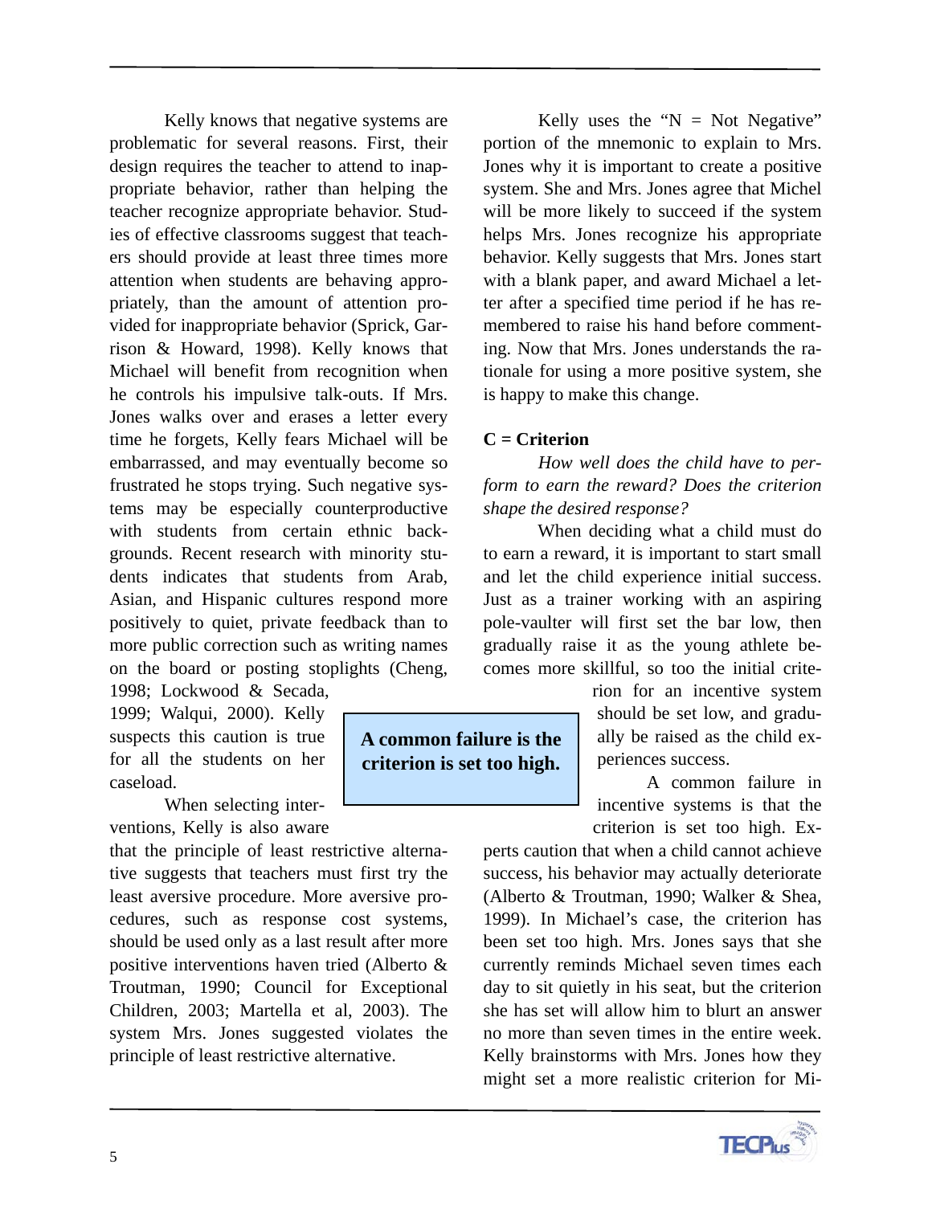Kelly knows that negative systems are problematic for several reasons. First, their design requires the teacher to attend to inappropriate behavior, rather than helping the teacher recognize appropriate behavior. Studies of effective classrooms suggest that teachers should provide at least three times more attention when students are behaving appropriately, than the amount of attention provided for inappropriate behavior (Sprick, Garrison & Howard, 1998). Kelly knows that Michael will benefit from recognition when he controls his impulsive talk-outs. If Mrs. Jones walks over and erases a letter every time he forgets, Kelly fears Michael will be embarrassed, and may eventually become so frustrated he stops trying. Such negative systems may be especially counterproductive with students from certain ethnic backgrounds. Recent research with minority students indicates that students from Arab, Asian, and Hispanic cultures respond more positively to quiet, private feedback than to more public correction such as writing names on the board or posting stoplights (Cheng, 1998; Lockwood & Secada, 1999; Walqui, 2000). Kelly suspects this caution is true for all the students on her caseload.

When selecting interventions, Kelly is also aware that the principle of least restrictive alternative suggests that teachers must first try the least aversive procedure. More aversive procedures, such as response cost systems, should be used only as a last result after more positive interventions haven tried (Alberto & Troutman, 1990; Council for Exceptional Children, 2003; Martella et al, 2003). The system Mrs. Jones suggested violates the principle of least restrictive alternative.

Kelly uses the "N = Not Negative" portion of the mnemonic to explain to Mrs. Jones why it is important to create a positive system. She and Mrs. Jones agree that Michel will be more likely to succeed if the system helps Mrs. Jones recognize his appropriate behavior. Kelly suggests that Mrs. Jones start with a blank paper, and award Michael a letter after a specified time period if he has remembered to raise his hand before commenting. Now that Mrs. Jones understands the rationale for using a more positive system, she is happy to make this change.

**C = Criterion**

*How well does the child have to perform to earn the reward? Does the criterion shape the desired response?*

When deciding what a child must do to earn a reward, it is important to start small and let the child experience initial success. Just as a trainer working with an aspiring pole-vaulter will first set the bar low, then gradually raise it as the young athlete becomes more skillful, so too the initial criterion for an incentive system should be set low, and gradually be raised as the child experiences success.

**A common failure is the criterion is set too high.**

A common failure in incentive systems is that the criterion is set too high. Experts caution that when a child cannot achieve success, his behavior may actually deteriorate (Alberto & Troutman, 1990; Walker & Shea, 1999). In Michael's case, the criterion has been set too high. Mrs. Jones says that she currently reminds Michael seven times each day to sit quietly in his seat, but the criterion she has set will allow him to blurt an answer no more than seven times in the entire week. Kelly brainstorms with Mrs. Jones how they might set a more realistic criterion for Mi-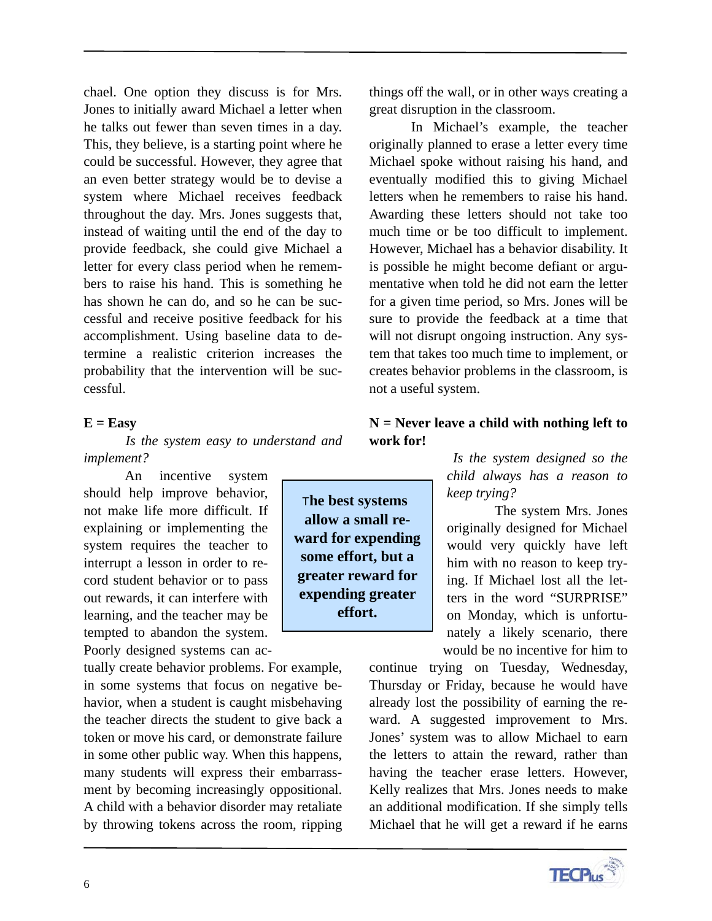chael. One option they discuss is for Mrs. Jones to initially award Michael a letter when he talks out fewer than seven times in a day. This, they believe, is a starting point where he could be successful. However, they agree that an even better strategy would be to devise a system where Michael receives feedback throughout the day. Mrs. Jones suggests that, instead of waiting until the end of the day to provide feedback, she could give Michael a letter for every class period when he remembers to raise his hand. This is something he has shown he can do, and so he can be successful and receive positive feedback for his accomplishment. Using baseline data to determine a realistic criterion increases the probability that the intervention will be successful.

**E = Easy**

*Is the system easy to understand and implement?*

An incentive system should help improve behavior, not make life more difficult. If explaining or implementing the system requires the teacher to interrupt a lesson in order to record student behavior or to pass out rewards, it can interfere with learning, and the teacher may be tempted to abandon the system. Poorly designed systems can actually create behavior problems. For example, in some systems that focus on negative behavior, when a student is caught misbehaving the teacher directs the student to give back a token or move his card, or demonstrate failure in some other public way. When this happens, many students will express their embarrassment by becoming increasingly oppositional. A child with a behavior disorder may retaliate by throwing tokens across the room, ripping things off the wall, or in other ways creating a great disruption in the classroom.

In Michael's example, the teacher originally planned to erase a letter every time Michael spoke without raising his hand, and eventually modified this to giving Michael letters when he remembers to raise his hand. Awarding these letters should not take too much time or be too difficult to implement. However, Michael has a behavior disability. It is possible he might become defiant or argumentative when told he did not earn the letter for a given time period, so Mrs. Jones will be sure to provide the feedback at a time that will not disrupt ongoing instruction. Any system that takes too much time to implement, or creates behavior problems in the classroom, is not a useful system.

> **The best systems allow a small reward for expending some effort, but a greater reward for expending greater effort.**

**N = Never leave a child with nothing left to work for!**

*Is the system designed so the child always has a reason to keep trying?*

The system Mrs. Jones originally designed for Michael would very quickly have left him with no reason to keep trying. If Michael lost all the letters in the word "SURPRISE" on Monday, which is unfortunately a likely scenario, there would be no incentive for him to continue trying on Tuesday, Wednesday, Thursday or Friday, because he would have already lost the possibility of earning the reward. A suggested improvement to Mrs. Jones' system was to allow Michael to earn the letters to attain the reward, rather than having the teacher erase letters. However, Kelly realizes that Mrs. Jones needs to make an additional modification. If she simply tells Michael that he will get a reward if he earns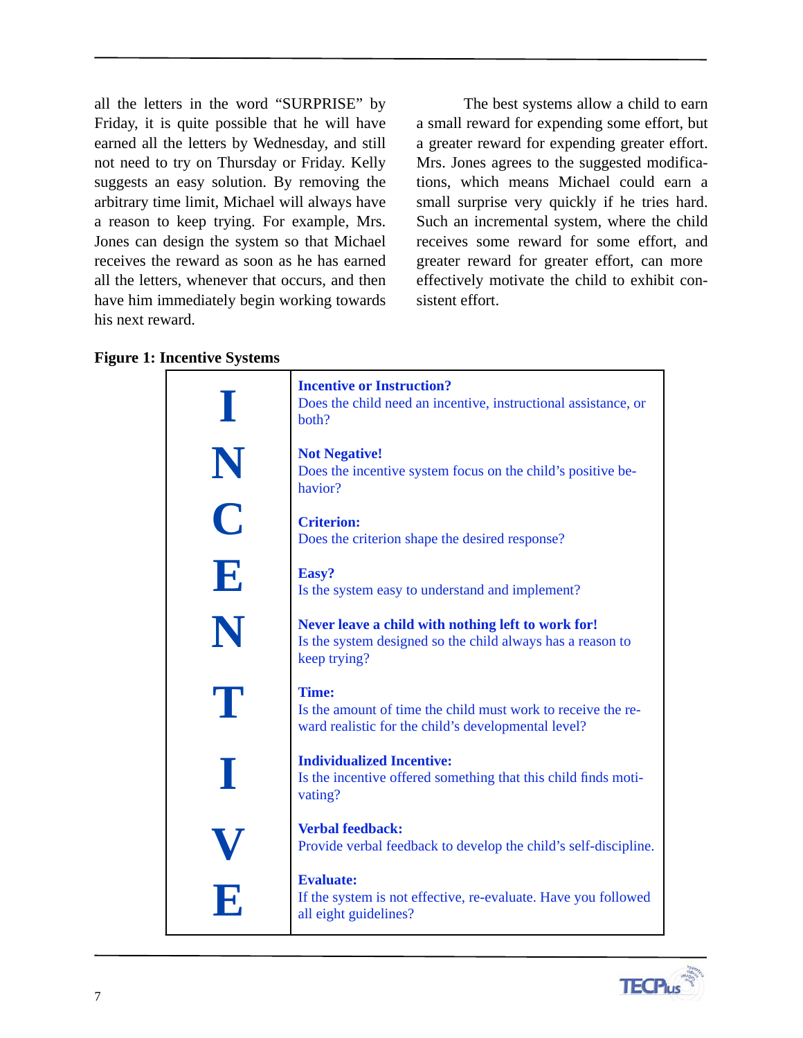all the letters in the word "SURPRISE" by Friday, it is quite possible that he will have earned all the letters by Wednesday, and still not need to try on Thursday or Friday. Kelly suggests an easy solution. By removing the arbitrary time limit, Michael will always have a reason to keep trying. For example, Mrs. Jones can design the system so that Michael receives the reward as soon as he has earned all the letters, whenever that occurs, and then have him immediately begin working towards his next reward.

The best systems allow a child to earn a small reward for expending some effort, but a greater reward for expending greater effort. Mrs. Jones agrees to the suggested modifications, which means Michael could earn a small surprise very quickly if he tries hard. Such an incremental system, where the child receives some reward for some effort, and greater reward for greater effort, can more effectively motivate the child to exhibit consistent effort.

**Figure 1: Incentive Systems**

| | |
|---|---|
| **I** | **Incentive or Instruction?** Does the child need an incentive, instructional assistance, or both? |
| **N** | **Not Negative!** Does the incentive system focus on the child's positive behavior? |
| **C** | **Criterion:** Does the criterion shape the desired response? |
| **E** | **Easy?** Is the system easy to understand and implement? |
| **N** | **Never leave a child with nothing left to work for!** Is the system designed so the child always has a reason to keep trying? |
| **T** | **Time:** Is the amount of time the child must work to receive the reward realistic for the child's developmental level? |
| **I** | **Individualized Incentive:** Is the incentive offered something that this child finds motivating? |
| **V** | **Verbal feedback:** Provide verbal feedback to develop the child's self-discipline. |
| **E** | **Evaluate:** If the system is not effective, re-evaluate. Have you followed all eight guidelines? |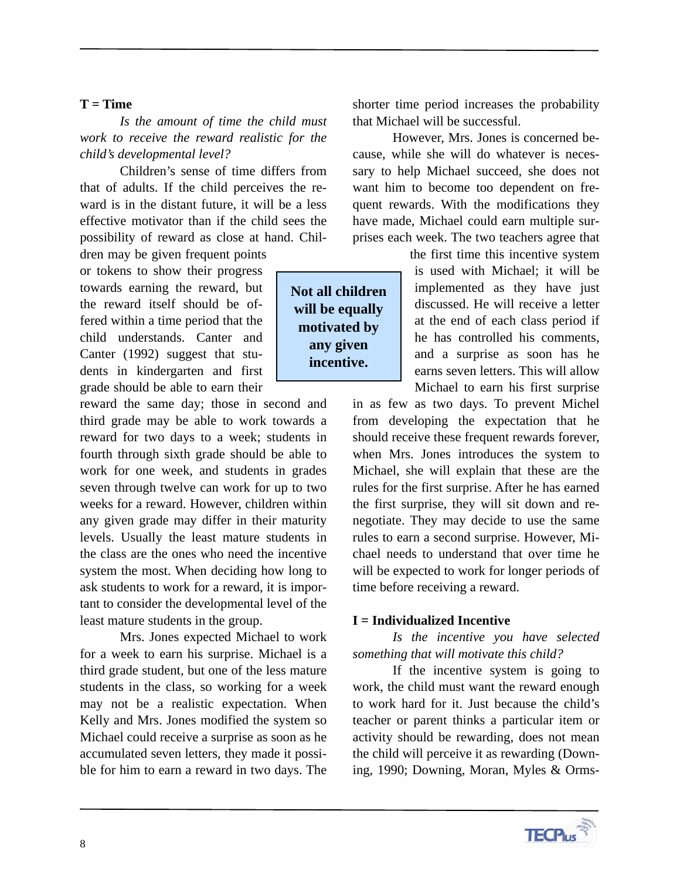**T = Time**

*Is the amount of time the child must work to receive the reward realistic for the child's developmental level?*

Children's sense of time differs from that of adults. If the child perceives the reward is in the distant future, it will be a less effective motivator than if the child sees the possibility of reward as close at hand. Children may be given frequent points or tokens to show their progress towards earning the reward, but the reward itself should be offered within a time period that the child understands. Canter and Canter (1992) suggest that students in kindergarten and first grade should be able to earn their reward the same day; those in second and third grade may be able to work towards a reward for two days to a week; students in fourth through sixth grade should be able to work for one week, and students in grades seven through twelve can work for up to two weeks for a reward. However, children within any given grade may differ in their maturity levels. Usually the least mature students in the class are the ones who need the incentive system the most. When deciding how long to ask students to work for a reward, it is important to consider the developmental level of the least mature students in the group.

> **Not all children will be equally motivated by any given incentive.**

Mrs. Jones expected Michael to work for a week to earn his surprise. Michael is a third grade student, but one of the less mature students in the class, so working for a week may not be a realistic expectation. When Kelly and Mrs. Jones modified the system so Michael could receive a surprise as soon as he accumulated seven letters, they made it possible for him to earn a reward in two days. The shorter time period increases the probability that Michael will be successful.

However, Mrs. Jones is concerned because, while she will do whatever is necessary to help Michael succeed, she does not want him to become too dependent on frequent rewards. With the modifications they have made, Michael could earn multiple surprises each week. The two teachers agree that the first time this incentive system is used with Michael; it will be implemented as they have just discussed. He will receive a letter at the end of each class period if he has controlled his comments, and a surprise as soon has he earns seven letters. This will allow Michael to earn his first surprise in as few as two days. To prevent Michel from developing the expectation that he should receive these frequent rewards forever, when Mrs. Jones introduces the system to Michael, she will explain that these are the rules for the first surprise. After he has earned the first surprise, they will sit down and renegotiate. They may decide to use the same rules to earn a second surprise. However, Michael needs to understand that over time he will be expected to work for longer periods of time before receiving a reward.

**I = Individualized Incentive**

*Is the incentive you have selected something that will motivate this child?*

If the incentive system is going to work, the child must want the reward enough to work hard for it. Just because the child's teacher or parent thinks a particular item or activity should be rewarding, does not mean the child will perceive it as rewarding (Downing, 1990; Downing, Moran, Myles & Orms-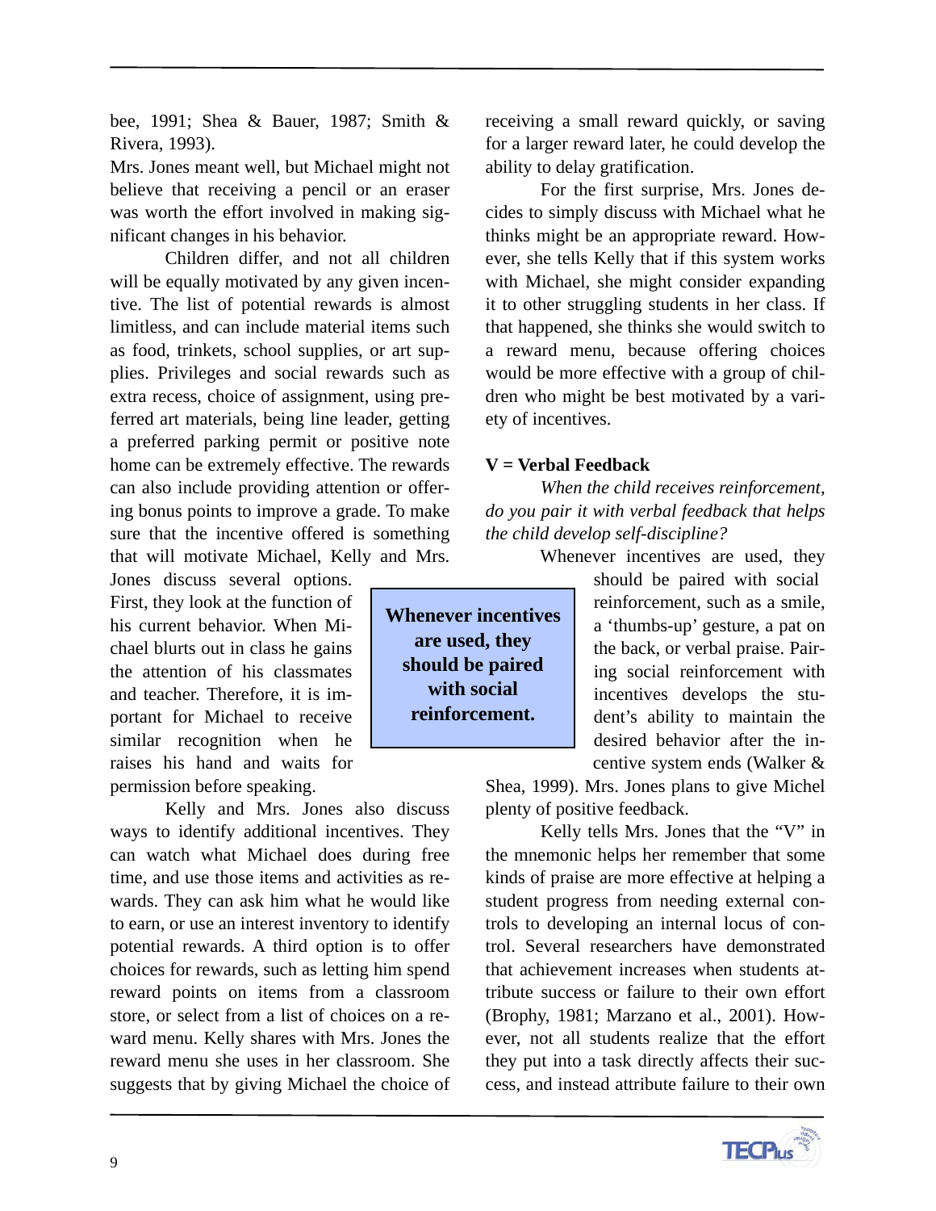bee, 1991; Shea & Bauer, 1987; Smith & Rivera, 1993).

Mrs. Jones meant well, but Michael might not believe that receiving a pencil or an eraser was worth the effort involved in making significant changes in his behavior.

Children differ, and not all children will be equally motivated by any given incentive. The list of potential rewards is almost limitless, and can include material items such as food, trinkets, school supplies, or art supplies. Privileges and social rewards such as extra recess, choice of assignment, using preferred art materials, being line leader, getting a preferred parking permit or positive note home can be extremely effective. The rewards can also include providing attention or offering bonus points to improve a grade. To make sure that the incentive offered is something that will motivate Michael, Kelly and Mrs. Jones discuss several options. First, they look at the function of his current behavior. When Michael blurts out in class he gains the attention of his classmates and teacher. Therefore, it is important for Michael to receive similar recognition when he raises his hand and waits for permission before speaking.

Kelly and Mrs. Jones also discuss ways to identify additional incentives. They can watch what Michael does during free time, and use those items and activities as rewards. They can ask him what he would like to earn, or use an interest inventory to identify potential rewards. A third option is to offer choices for rewards, such as letting him spend reward points on items from a classroom store, or select from a list of choices on a reward menu. Kelly shares with Mrs. Jones the reward menu she uses in her classroom. She suggests that by giving Michael the choice of receiving a small reward quickly, or saving for a larger reward later, he could develop the ability to delay gratification.

For the first surprise, Mrs. Jones decides to simply discuss with Michael what he thinks might be an appropriate reward. However, she tells Kelly that if this system works with Michael, she might consider expanding it to other struggling students in her class. If that happened, she thinks she would switch to a reward menu, because offering choices would be more effective with a group of children who might be best motivated by a variety of incentives.

### V = Verbal Feedback

*When the child receives reinforcement, do you pair it with verbal feedback that helps the child develop self-discipline?*

Whenever incentives are used, they should be paired with social reinforcement, such as a smile, a 'thumbs-up' gesture, a pat on the back, or verbal praise. Pairing social reinforcement with incentives develops the student's ability to maintain the desired behavior after the incentive system ends (Walker & Shea, 1999). Mrs. Jones plans to give Michel plenty of positive feedback.

> **Whenever incentives are used, they should be paired with social reinforcement.**

Kelly tells Mrs. Jones that the "V" in the mnemonic helps her remember that some kinds of praise are more effective at helping a student progress from needing external controls to developing an internal locus of control. Several researchers have demonstrated that achievement increases when students attribute success or failure to their own effort (Brophy, 1981; Marzano et al., 2001). However, not all students realize that the effort they put into a task directly affects their success, and instead attribute failure to their own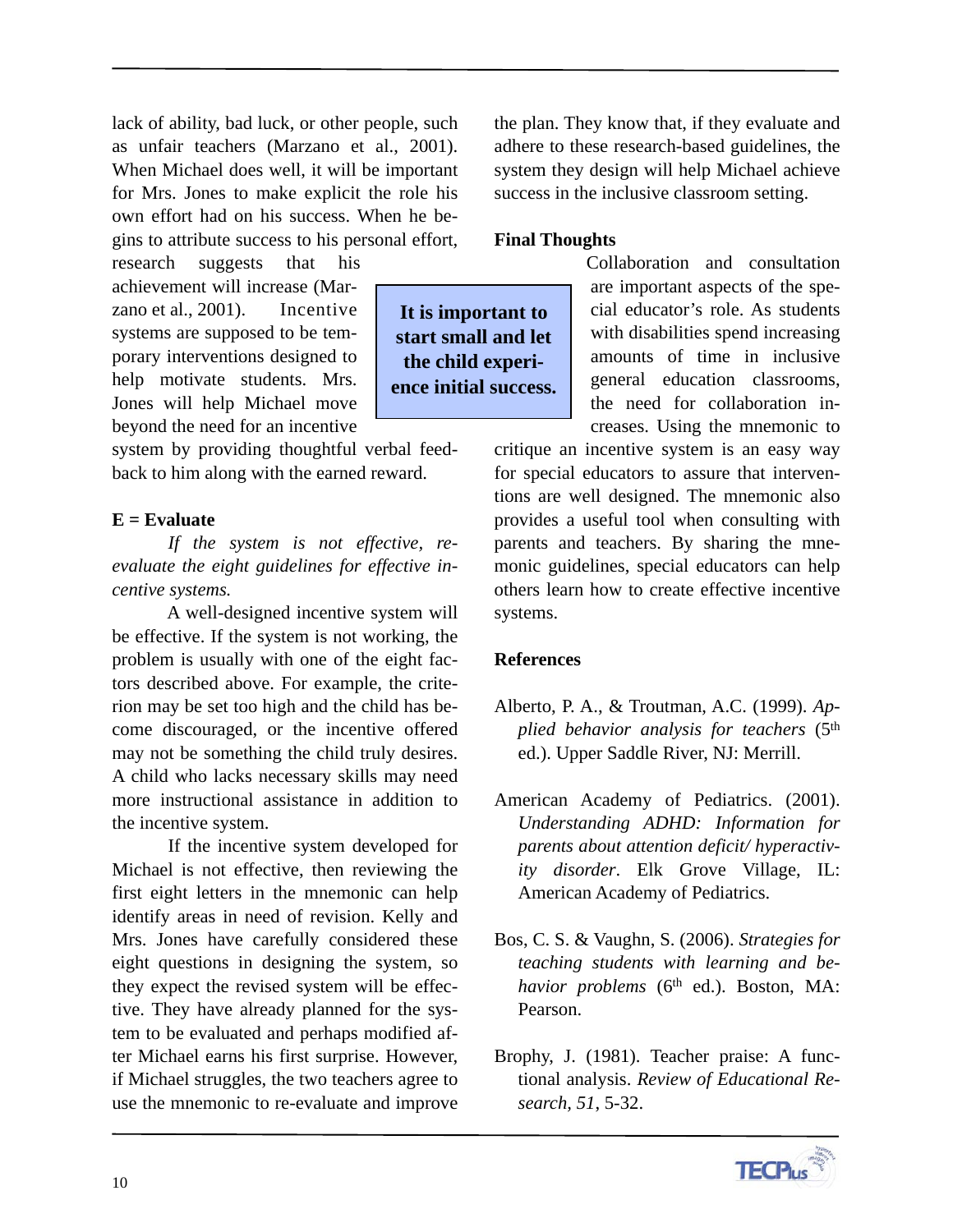lack of ability, bad luck, or other people, such as unfair teachers (Marzano et al., 2001). When Michael does well, it will be important for Mrs. Jones to make explicit the role his own effort had on his success. When he begins to attribute success to his personal effort, research suggests that his achievement will increase (Marzano et al., 2001). Incentive systems are supposed to be temporary interventions designed to help motivate students. Mrs. Jones will help Michael move beyond the need for an incentive system by providing thoughtful verbal feedback to him along with the earned reward.

**It is important to start small and let the child experience initial success.**

**E = Evaluate**

*If the system is not effective, re-evaluate the eight guidelines for effective incentive systems.*

A well-designed incentive system will be effective. If the system is not working, the problem is usually with one of the eight factors described above. For example, the criterion may be set too high and the child has become discouraged, or the incentive offered may not be something the child truly desires. A child who lacks necessary skills may need more instructional assistance in addition to the incentive system.

If the incentive system developed for Michael is not effective, then reviewing the first eight letters in the mnemonic can help identify areas in need of revision. Kelly and Mrs. Jones have carefully considered these eight questions in designing the system, so they expect the revised system will be effective. They have already planned for the system to be evaluated and perhaps modified after Michael earns his first surprise. However, if Michael struggles, the two teachers agree to use the mnemonic to re-evaluate and improve the plan. They know that, if they evaluate and adhere to these research-based guidelines, the system they design will help Michael achieve success in the inclusive classroom setting.

**Final Thoughts**

Collaboration and consultation are important aspects of the special educator's role. As students with disabilities spend increasing amounts of time in inclusive general education classrooms, the need for collaboration increases. Using the mnemonic to critique an incentive system is an easy way for special educators to assure that interventions are well designed. The mnemonic also provides a useful tool when consulting with parents and teachers. By sharing the mnemonic guidelines, special educators can help others learn how to create effective incentive systems.

**References**

Alberto, P. A., & Troutman, A.C. (1999). *Applied behavior analysis for teachers* (5th ed.). Upper Saddle River, NJ: Merrill.

American Academy of Pediatrics. (2001). *Understanding ADHD: Information for parents about attention deficit/ hyperactivity disorder*. Elk Grove Village, IL: American Academy of Pediatrics.

Bos, C. S. & Vaughn, S. (2006). *Strategies for teaching students with learning and behavior problems* (6th ed.). Boston, MA: Pearson.

Brophy, J. (1981). Teacher praise: A functional analysis. *Review of Educational Research, 51*, 5-32.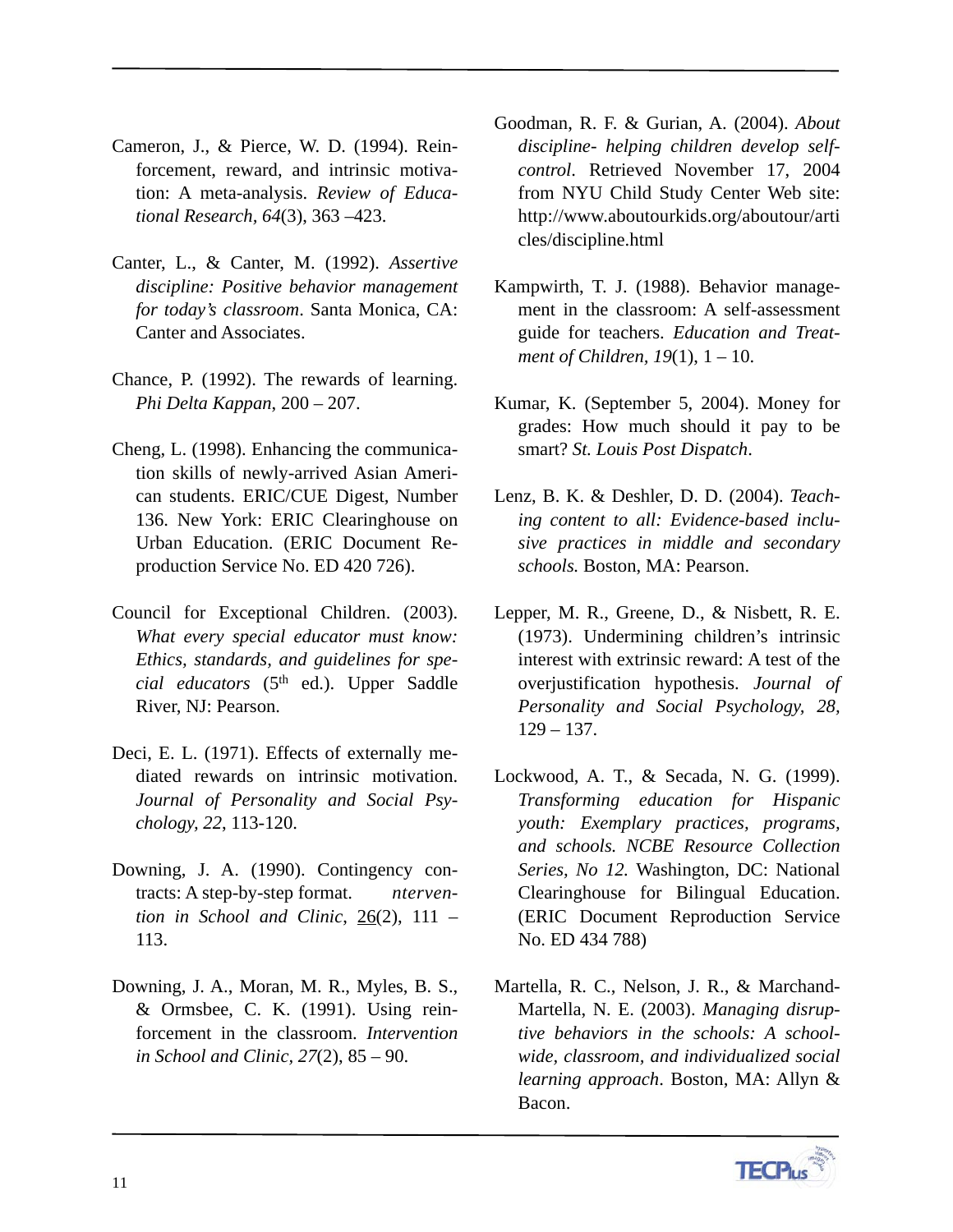Cameron, J., & Pierce, W. D. (1994). Reinforcement, reward, and intrinsic motivation: A meta-analysis. *Review of Educational Research*, *64*(3), 363 –423.

Canter, L., & Canter, M. (1992). *Assertive discipline: Positive behavior management for today's classroom*. Santa Monica, CA: Canter and Associates.

Chance, P. (1992). The rewards of learning. *Phi Delta Kappan*, 200 – 207.

Cheng, L. (1998). Enhancing the communication skills of newly-arrived Asian American students. ERIC/CUE Digest, Number 136. New York: ERIC Clearinghouse on Urban Education. (ERIC Document Reproduction Service No. ED 420 726).

Council for Exceptional Children. (2003). *What every special educator must know: Ethics, standards, and guidelines for special educators* (5th ed.). Upper Saddle River, NJ: Pearson.

Deci, E. L. (1971). Effects of externally mediated rewards on intrinsic motivation. *Journal of Personality and Social Psychology, 22*, 113-120.

Downing, J. A. (1990). Contingency contracts: A step-by-step format. *nterven­tion in School and Clinic*, 26(2), 111 – 113.

Downing, J. A., Moran, M. R., Myles, B. S., & Ormsbee, C. K. (1991). Using reinforcement in the classroom. *Intervention in School and Clinic, 27*(2), 85 – 90.

Goodman, R. F. & Gurian, A. (2004). *About discipline- helping children develop self-control*. Retrieved November 17, 2004 from NYU Child Study Center Web site: http://www.aboutourkids.org/aboutour/articles/discipline.html

Kampwirth, T. J. (1988). Behavior management in the classroom: A self-assessment guide for teachers. *Education and Treatment of Children, 19*(1), 1 – 10.

Kumar, K. (September 5, 2004). Money for grades: How much should it pay to be smart? *St. Louis Post Dispatch*.

Lenz, B. K. & Deshler, D. D. (2004). *Teaching content to all: Evidence-based inclusive practices in middle and secondary schools.* Boston, MA: Pearson.

Lepper, M. R., Greene, D., & Nisbett, R. E. (1973). Undermining children's intrinsic interest with extrinsic reward: A test of the overjustification hypothesis. *Journal of Personality and Social Psychology, 28,* 129 – 137.

Lockwood, A. T., & Secada, N. G. (1999). *Transforming education for Hispanic youth: Exemplary practices, programs, and schools. NCBE Resource Collection Series, No 12.* Washington, DC: National Clearinghouse for Bilingual Education. (ERIC Document Reproduction Service No. ED 434 788)

Martella, R. C., Nelson, J. R., & Marchand-Martella, N. E. (2003). *Managing disruptive behaviors in the schools: A school-wide, classroom, and individualized social learning approach*. Boston, MA: Allyn & Bacon.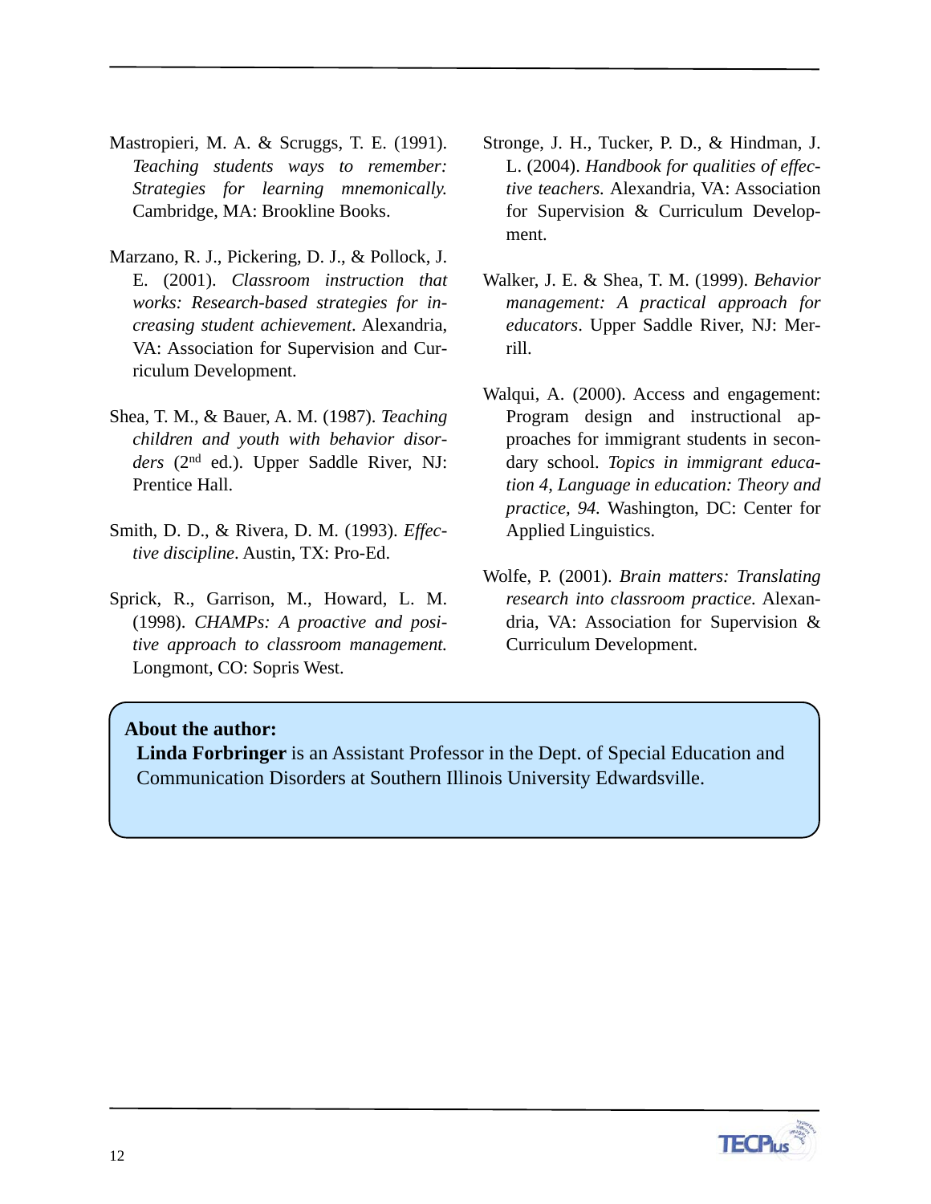Mastropieri, M. A. & Scruggs, T. E. (1991). *Teaching students ways to remember: Strategies for learning mnemonically.* Cambridge, MA: Brookline Books.

Marzano, R. J., Pickering, D. J., & Pollock, J. E. (2001). *Classroom instruction that works: Research-based strategies for increasing student achievement*. Alexandria, VA: Association for Supervision and Curriculum Development.

Shea, T. M., & Bauer, A. M. (1987). *Teaching children and youth with behavior disorders* (2nd ed.). Upper Saddle River, NJ: Prentice Hall.

Smith, D. D., & Rivera, D. M. (1993). *Effective discipline*. Austin, TX: Pro-Ed.

Sprick, R., Garrison, M., Howard, L. M. (1998). *CHAMPs: A proactive and positive approach to classroom management.* Longmont, CO: Sopris West.

Stronge, J. H., Tucker, P. D., & Hindman, J. L. (2004). *Handbook for qualities of effective teachers.* Alexandria, VA: Association for Supervision & Curriculum Development.

Walker, J. E. & Shea, T. M. (1999). *Behavior management: A practical approach for educators*. Upper Saddle River, NJ: Merrill.

Walqui, A. (2000). Access and engagement: Program design and instructional approaches for immigrant students in secondary school. *Topics in immigrant education 4, Language in education: Theory and practice, 94.* Washington, DC: Center for Applied Linguistics.

Wolfe, P. (2001). *Brain matters: Translating research into classroom practice.* Alexandria, VA: Association for Supervision & Curriculum Development.

**About the author:**

**Linda Forbringer** is an Assistant Professor in the Dept. of Special Education and Communication Disorders at Southern Illinois University Edwardsville.